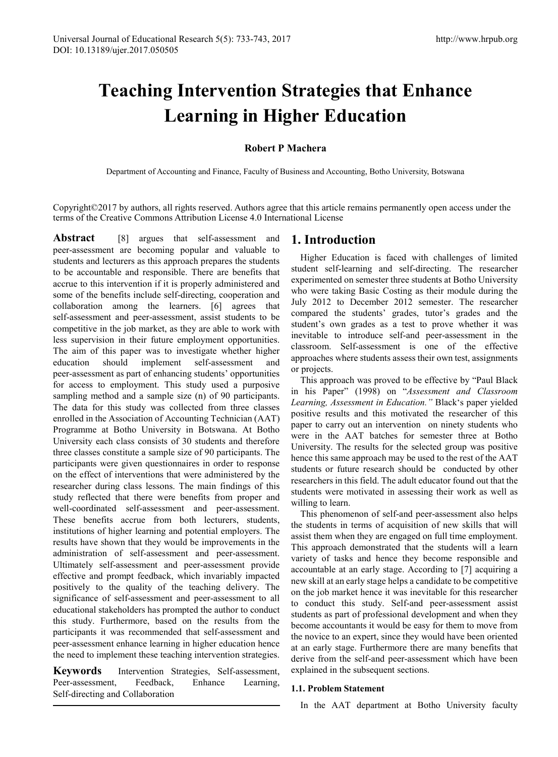# Teaching Intervention Strategies that Enhance Learning in Higher Education

**Robert P Machera**

Department of Accounting and Finance, Faculty of Business and Accounting, Botho University, Botswana

Copyright©2017 by authors, all rights reserved. Authors agree that this article remains permanently open access under the terms of the Creative Commons Attribution License 4.0 International License

**Abstract** [8] argues that self-assessment and peer-assessment are becoming popular and valuable to students and lecturers as this approach prepares the students to be accountable and responsible. There are benefits that accrue to this intervention if it is properly administered and some of the benefits include self-directing, cooperation and collaboration among the learners. [6] agrees that self-assessment and peer-assessment, assist students to be competitive in the job market, as they are able to work with less supervision in their future employment opportunities. The aim of this paper was to investigate whether higher education should implement self-assessment and peer-assessment as part of enhancing students' opportunities for access to employment. This study used a purposive sampling method and a sample size (n) of 90 participants. The data for this study was collected from three classes enrolled in the Association of Accounting Technician (AAT) Programme at Botho University in Botswana. At Botho University each class consists of 30 students and therefore three classes constitute a sample size of 90 participants. The participants were given questionnaires in order to response on the effect of interventions that were administered by the researcher during class lessons. The main findings of this study reflected that there were benefits from proper and well-coordinated self-assessment and peer-assessment. These benefits accrue from both lecturers, students, institutions of higher learning and potential employers. The results have shown that they would be improvements in the administration of self-assessment and peer-assessment. Ultimately self-assessment and peer-assessment provide effective and prompt feedback, which invariably impacted positively to the quality of the teaching delivery. The significance of self-assessment and peer-assessment to all educational stakeholders has prompted the author to conduct this study. Furthermore, based on the results from the participants it was recommended that self-assessment and peer-assessment enhance learning in higher education hence the need to implement these teaching intervention strategies.

**Keywords** Intervention Strategies, Self-assessment, Peer-assessment, Feedback, Enhance Learning, Self-directing and Collaboration

## 1. Introduction

Higher Education is faced with challenges of limited student self-learning and self-directing. The researcher experimented on semester three students at Botho University who were taking Basic Costing as their module during the July 2012 to December 2012 semester. The researcher compared the students' grades, tutor's grades and the student's own grades as a test to prove whether it was inevitable to introduce self-and peer-assessment in the classroom. Self-assessment is one of the effective approaches where students assess their own test, assignments or projects.

This approach was proved to be effective by "Paul Black in his Paper" (1998) on "*Assessment and Classroom Learning, Assessment in Education.*" Black's paper yielded positive results and this motivated the researcher of this paper to carry out an intervention on ninety students who were in the AAT batches for semester three at Botho University. The results for the selected group was positive hence this same approach may be used to the rest of the AAT students or future research should be conducted by other researchers in this field. The adult educator found out that the students were motivated in assessing their work as well as willing to learn.

This phenomenon of self-and peer-assessment also helps the students in terms of acquisition of new skills that will assist them when they are engaged on full time employment. This approach demonstrated that the students will a learn variety of tasks and hence they become responsible and accountable at an early stage. According to [7] acquiring a new skill at an early stage helps a candidate to be competitive on the job market hence it was inevitable for this researcher to conduct this study. Self-and peer-assessment assist students as part of professional development and when they become accountants it would be easy for them to move from the novice to an expert, since they would have been oriented at an early stage. Furthermore there are many benefits that derive from the self-and peer-assessment which have been explained in the subsequent sections.

### 1.1. Problem Statement

In the AAT department at Botho University faculty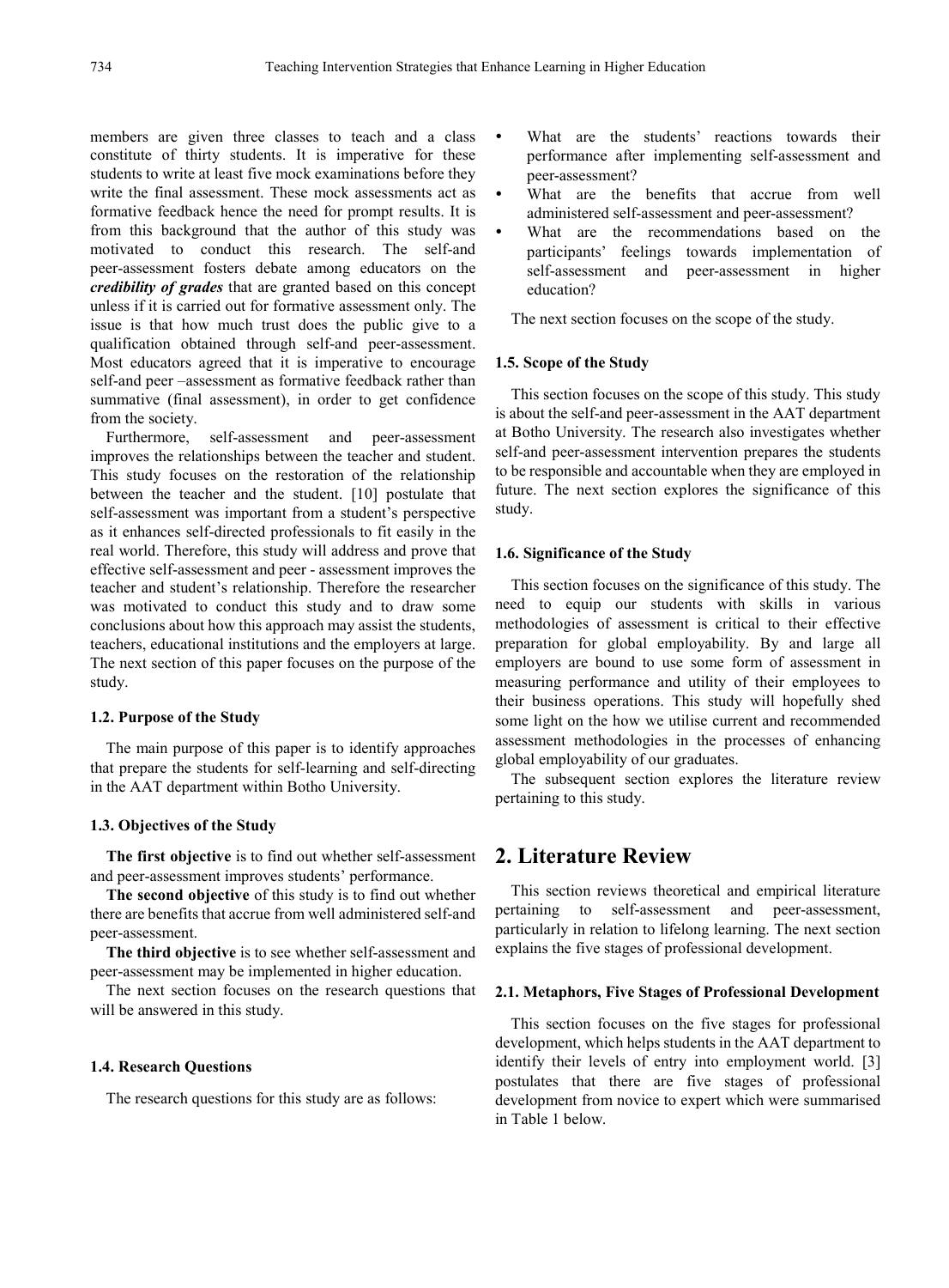members are given three classes to teach and a class constitute of thirty students. It is imperative for these students to write at least five mock examinations before they write the final assessment. These mock assessments act as formative feedback hence the need for prompt results. It is from this background that the author of this study was motivated to conduct this research. The self-and peer-assessment fosters debate among educators on the ***credibility of grades*** that are granted based on this concept unless if it is carried out for formative assessment only. The issue is that how much trust does the public give to a qualification obtained through self-and peer-assessment. Most educators agreed that it is imperative to encourage self-and peer –assessment as formative feedback rather than summative (final assessment), in order to get confidence from the society.

Furthermore, self-assessment and peer-assessment improves the relationships between the teacher and student. This study focuses on the restoration of the relationship between the teacher and the student. [10] postulate that self-assessment was important from a student's perspective as it enhances self-directed professionals to fit easily in the real world. Therefore, this study will address and prove that effective self-assessment and peer - assessment improves the teacher and student's relationship. Therefore the researcher was motivated to conduct this study and to draw some conclusions about how this approach may assist the students, teachers, educational institutions and the employers at large. The next section of this paper focuses on the purpose of the study.

### 1.2. Purpose of the Study

The main purpose of this paper is to identify approaches that prepare the students for self-learning and self-directing in the AAT department within Botho University.

### 1.3. Objectives of the Study

**The first objective** is to find out whether self-assessment and peer-assessment improves students' performance.

**The second objective** of this study is to find out whether there are benefits that accrue from well administered self-and peer-assessment.

**The third objective** is to see whether self-assessment and peer-assessment may be implemented in higher education.

The next section focuses on the research questions that will be answered in this study.

### 1.4. Research Questions

The research questions for this study are as follows:

- What are the students' reactions towards their performance after implementing self-assessment and peer-assessment?
- What are the benefits that accrue from well administered self-assessment and peer-assessment?
- What are the recommendations based on the participants' feelings towards implementation of self-assessment and peer-assessment in higher education?

The next section focuses on the scope of the study.

### 1.5. Scope of the Study

This section focuses on the scope of this study. This study is about the self-and peer-assessment in the AAT department at Botho University. The research also investigates whether self-and peer-assessment intervention prepares the students to be responsible and accountable when they are employed in future. The next section explores the significance of this study.

### 1.6. Significance of the Study

This section focuses on the significance of this study. The need to equip our students with skills in various methodologies of assessment is critical to their effective preparation for global employability. By and large all employers are bound to use some form of assessment in measuring performance and utility of their employees to their business operations. This study will hopefully shed some light on the how we utilise current and recommended assessment methodologies in the processes of enhancing global employability of our graduates.

The subsequent section explores the literature review pertaining to this study.

## 2. Literature Review

This section reviews theoretical and empirical literature pertaining to self-assessment and peer-assessment, particularly in relation to lifelong learning. The next section explains the five stages of professional development.

### 2.1. Metaphors, Five Stages of Professional Development

This section focuses on the five stages for professional development, which helps students in the AAT department to identify their levels of entry into employment world. [3] postulates that there are five stages of professional development from novice to expert which were summarised in Table 1 below.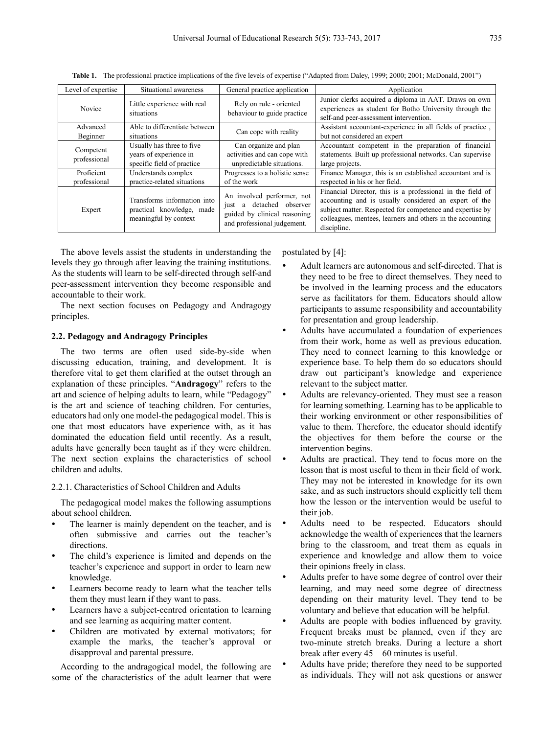**Table 1.** The professional practice implications of the five levels of expertise ("Adapted from Daley, 1999; 2000; 2001; McDonald, 2001")

| Level of expertise | Situational awareness | General practice application | Application |
|---|---|---|---|
| Novice | Little experience with real situations | Rely on rule - oriented behaviour to guide practice | Junior clerks acquired a diploma in AAT. Draws on own experiences as student for Botho University through the self-and peer-assessment intervention. |
| Advanced Beginner | Able to differentiate between situations | Can cope with reality | Assistant accountant-experience in all fields of practice , but not considered an expert |
| Competent professional | Usually has three to five years of experience in specific field of practice | Can organize and plan activities and can cope with unpredictable situations. | Accountant competent in the preparation of financial statements. Built up professional networks. Can supervise large projects. |
| Proficient professional | Understands complex practice-related situations | Progresses to a holistic sense of the work | Finance Manager, this is an established accountant and is respected in his or her field. |
| Expert | Transforms information into practical knowledge, made meaningful by context | An involved performer, not just a detached observer guided by clinical reasoning and professional judgement. | Financial Director, this is a professional in the field of accounting and is usually considered an expert of the subject matter. Respected for competence and expertise by colleagues, mentees, learners and others in the accounting discipline. |

The above levels assist the students in understanding the levels they go through after leaving the training institutions. As the students will learn to be self-directed through self-and peer-assessment intervention they become responsible and accountable to their work.

The next section focuses on Pedagogy and Andragogy principles.

### 2.2. Pedagogy and Andragogy Principles

The two terms are often used side-by-side when discussing education, training, and development. It is therefore vital to get them clarified at the outset through an explanation of these principles. "**Andragogy**" refers to the art and science of helping adults to learn, while "Pedagogy" is the art and science of teaching children. For centuries, educators had only one model-the pedagogical model. This is one that most educators have experience with, as it has dominated the education field until recently. As a result, adults have generally been taught as if they were children. The next section explains the characteristics of school children and adults.

#### 2.2.1. Characteristics of School Children and Adults

The pedagogical model makes the following assumptions about school children.

- The learner is mainly dependent on the teacher, and is often submissive and carries out the teacher's directions.
- The child's experience is limited and depends on the teacher's experience and support in order to learn new knowledge.
- Learners become ready to learn what the teacher tells them they must learn if they want to pass.
- Learners have a subject-centred orientation to learning and see learning as acquiring matter content.
- Children are motivated by external motivators; for example the marks, the teacher's approval or disapproval and parental pressure.

According to the andragogical model, the following are some of the characteristics of the adult learner that were postulated by [4]:

- Adult learners are autonomous and self-directed. That is they need to be free to direct themselves. They need to be involved in the learning process and the educators serve as facilitators for them. Educators should allow participants to assume responsibility and accountability for presentation and group leadership.
- Adults have accumulated a foundation of experiences from their work, home as well as previous education. They need to connect learning to this knowledge or experience base. To help them do so educators should draw out participant's knowledge and experience relevant to the subject matter.
- Adults are relevancy-oriented. They must see a reason for learning something. Learning has to be applicable to their working environment or other responsibilities of value to them. Therefore, the educator should identify the objectives for them before the course or the intervention begins.
- Adults are practical. They tend to focus more on the lesson that is most useful to them in their field of work. They may not be interested in knowledge for its own sake, and as such instructors should explicitly tell them how the lesson or the intervention would be useful to their job.
- Adults need to be respected. Educators should acknowledge the wealth of experiences that the learners bring to the classroom, and treat them as equals in experience and knowledge and allow them to voice their opinions freely in class.
- Adults prefer to have some degree of control over their learning, and may need some degree of directness depending on their maturity level. They tend to be voluntary and believe that education will be helpful.
- Adults are people with bodies influenced by gravity. Frequent breaks must be planned, even if they are two-minute stretch breaks. During a lecture a short break after every 45 – 60 minutes is useful.
- Adults have pride; therefore they need to be supported as individuals. They will not ask questions or answer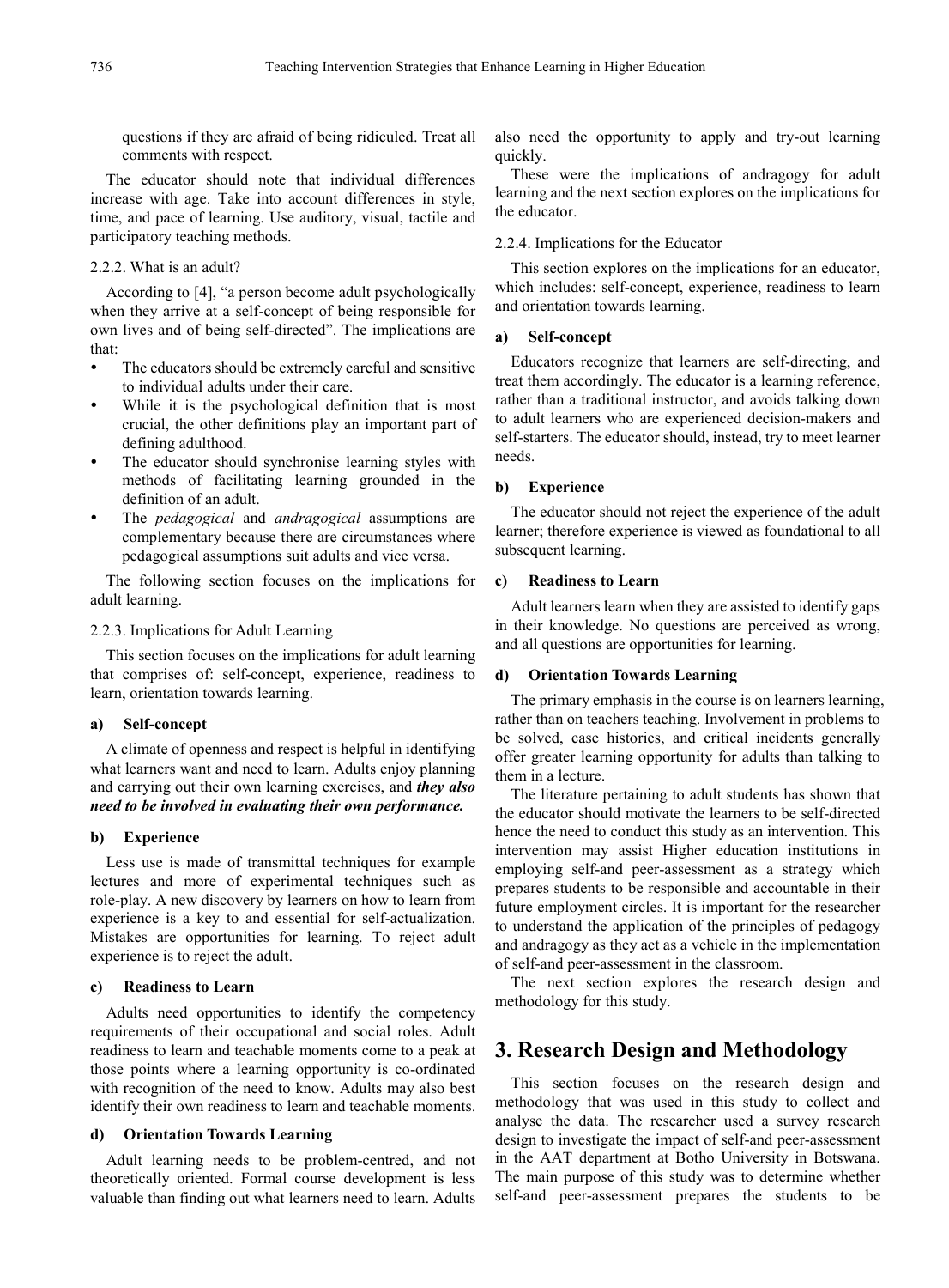questions if they are afraid of being ridiculed. Treat all comments with respect.

The educator should note that individual differences increase with age. Take into account differences in style, time, and pace of learning. Use auditory, visual, tactile and participatory teaching methods.

#### 2.2.2. What is an adult?

According to [4], "a person become adult psychologically when they arrive at a self-concept of being responsible for own lives and of being self-directed". The implications are that:

- The educators should be extremely careful and sensitive to individual adults under their care.
- While it is the psychological definition that is most crucial, the other definitions play an important part of defining adulthood.
- The educator should synchronise learning styles with methods of facilitating learning grounded in the definition of an adult.
- The *pedagogical* and *andragogical* assumptions are complementary because there are circumstances where pedagogical assumptions suit adults and vice versa.

The following section focuses on the implications for adult learning.

#### 2.2.3. Implications for Adult Learning

This section focuses on the implications for adult learning that comprises of: self-concept, experience, readiness to learn, orientation towards learning.

**a) Self-concept**

A climate of openness and respect is helpful in identifying what learners want and need to learn. Adults enjoy planning and carrying out their own learning exercises, and ***they also need to be involved in evaluating their own performance.***

**b) Experience**

Less use is made of transmittal techniques for example lectures and more of experimental techniques such as role-play. A new discovery by learners on how to learn from experience is a key to and essential for self-actualization. Mistakes are opportunities for learning. To reject adult experience is to reject the adult.

**c) Readiness to Learn**

Adults need opportunities to identify the competency requirements of their occupational and social roles. Adult readiness to learn and teachable moments come to a peak at those points where a learning opportunity is co-ordinated with recognition of the need to know. Adults may also best identify their own readiness to learn and teachable moments.

**d) Orientation Towards Learning**

Adult learning needs to be problem-centred, and not theoretically oriented. Formal course development is less valuable than finding out what learners need to learn. Adults also need the opportunity to apply and try-out learning quickly.

These were the implications of andragogy for adult learning and the next section explores on the implications for the educator.

#### 2.2.4. Implications for the Educator

This section explores on the implications for an educator, which includes: self-concept, experience, readiness to learn and orientation towards learning.

**a) Self-concept**

Educators recognize that learners are self-directing, and treat them accordingly. The educator is a learning reference, rather than a traditional instructor, and avoids talking down to adult learners who are experienced decision-makers and self-starters. The educator should, instead, try to meet learner needs.

**b) Experience**

The educator should not reject the experience of the adult learner; therefore experience is viewed as foundational to all subsequent learning.

**c) Readiness to Learn**

Adult learners learn when they are assisted to identify gaps in their knowledge. No questions are perceived as wrong, and all questions are opportunities for learning.

**d) Orientation Towards Learning**

The primary emphasis in the course is on learners learning, rather than on teachers teaching. Involvement in problems to be solved, case histories, and critical incidents generally offer greater learning opportunity for adults than talking to them in a lecture.

The literature pertaining to adult students has shown that the educator should motivate the learners to be self-directed hence the need to conduct this study as an intervention. This intervention may assist Higher education institutions in employing self-and peer-assessment as a strategy which prepares students to be responsible and accountable in their future employment circles. It is important for the researcher to understand the application of the principles of pedagogy and andragogy as they act as a vehicle in the implementation of self-and peer-assessment in the classroom.

The next section explores the research design and methodology for this study.

## 3. Research Design and Methodology

This section focuses on the research design and methodology that was used in this study to collect and analyse the data. The researcher used a survey research design to investigate the impact of self-and peer-assessment in the AAT department at Botho University in Botswana. The main purpose of this study was to determine whether self-and peer-assessment prepares the students to be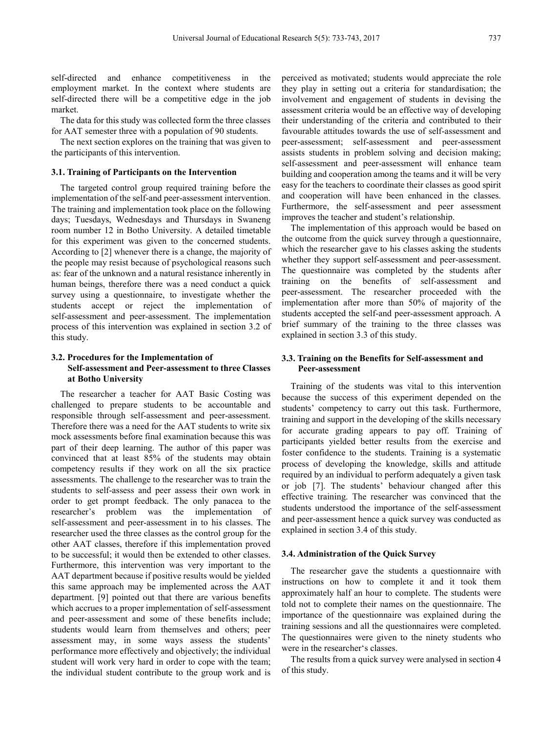self-directed and enhance competitiveness in the employment market. In the context where students are self-directed there will be a competitive edge in the job market.

The data for this study was collected form the three classes for AAT semester three with a population of 90 students.

The next section explores on the training that was given to the participants of this intervention.

### 3.1. Training of Participants on the Intervention

The targeted control group required training before the implementation of the self-and peer-assessment intervention. The training and implementation took place on the following days; Tuesdays, Wednesdays and Thursdays in Swaneng room number 12 in Botho University. A detailed timetable for this experiment was given to the concerned students. According to [2] whenever there is a change, the majority of the people may resist because of psychological reasons such as: fear of the unknown and a natural resistance inherently in human beings, therefore there was a need conduct a quick survey using a questionnaire, to investigate whether the students accept or reject the implementation of self-assessment and peer-assessment. The implementation process of this intervention was explained in section 3.2 of this study.

### 3.2. Procedures for the Implementation of Self-assessment and Peer-assessment to three Classes at Botho University

The researcher a teacher for AAT Basic Costing was challenged to prepare students to be accountable and responsible through self-assessment and peer-assessment. Therefore there was a need for the AAT students to write six mock assessments before final examination because this was part of their deep learning. The author of this paper was convinced that at least 85% of the students may obtain competency results if they work on all the six practice assessments. The challenge to the researcher was to train the students to self-assess and peer assess their own work in order to get prompt feedback. The only panacea to the researcher's problem was the implementation of self-assessment and peer-assessment in to his classes. The researcher used the three classes as the control group for the other AAT classes, therefore if this implementation proved to be successful; it would then be extended to other classes. Furthermore, this intervention was very important to the AAT department because if positive results would be yielded this same approach may be implemented across the AAT department. [9] pointed out that there are various benefits which accrues to a proper implementation of self-assessment and peer-assessment and some of these benefits include; students would learn from themselves and others; peer assessment may, in some ways assess the students' performance more effectively and objectively; the individual student will work very hard in order to cope with the team; the individual student contribute to the group work and is perceived as motivated; students would appreciate the role they play in setting out a criteria for standardisation; the involvement and engagement of students in devising the assessment criteria would be an effective way of developing their understanding of the criteria and contributed to their favourable attitudes towards the use of self-assessment and peer-assessment; self-assessment and peer-assessment assists students in problem solving and decision making; self-assessment and peer-assessment will enhance team building and cooperation among the teams and it will be very easy for the teachers to coordinate their classes as good spirit and cooperation will have been enhanced in the classes. Furthermore, the self-assessment and peer assessment improves the teacher and student's relationship.

The implementation of this approach would be based on the outcome from the quick survey through a questionnaire, which the researcher gave to his classes asking the students whether they support self-assessment and peer-assessment. The questionnaire was completed by the students after training on the benefits of self-assessment and peer-assessment. The researcher proceeded with the implementation after more than 50% of majority of the students accepted the self-and peer-assessment approach. A brief summary of the training to the three classes was explained in section 3.3 of this study.

### 3.3. Training on the Benefits for Self-assessment and Peer-assessment

Training of the students was vital to this intervention because the success of this experiment depended on the students' competency to carry out this task. Furthermore, training and support in the developing of the skills necessary for accurate grading appears to pay off. Training of participants yielded better results from the exercise and foster confidence to the students. Training is a systematic process of developing the knowledge, skills and attitude required by an individual to perform adequately a given task or job [7]. The students' behaviour changed after this effective training. The researcher was convinced that the students understood the importance of the self-assessment and peer-assessment hence a quick survey was conducted as explained in section 3.4 of this study.

### 3.4. Administration of the Quick Survey

The researcher gave the students a questionnaire with instructions on how to complete it and it took them approximately half an hour to complete. The students were told not to complete their names on the questionnaire. The importance of the questionnaire was explained during the training sessions and all the questionnaires were completed. The questionnaires were given to the ninety students who were in the researcher's classes.

The results from a quick survey were analysed in section 4 of this study.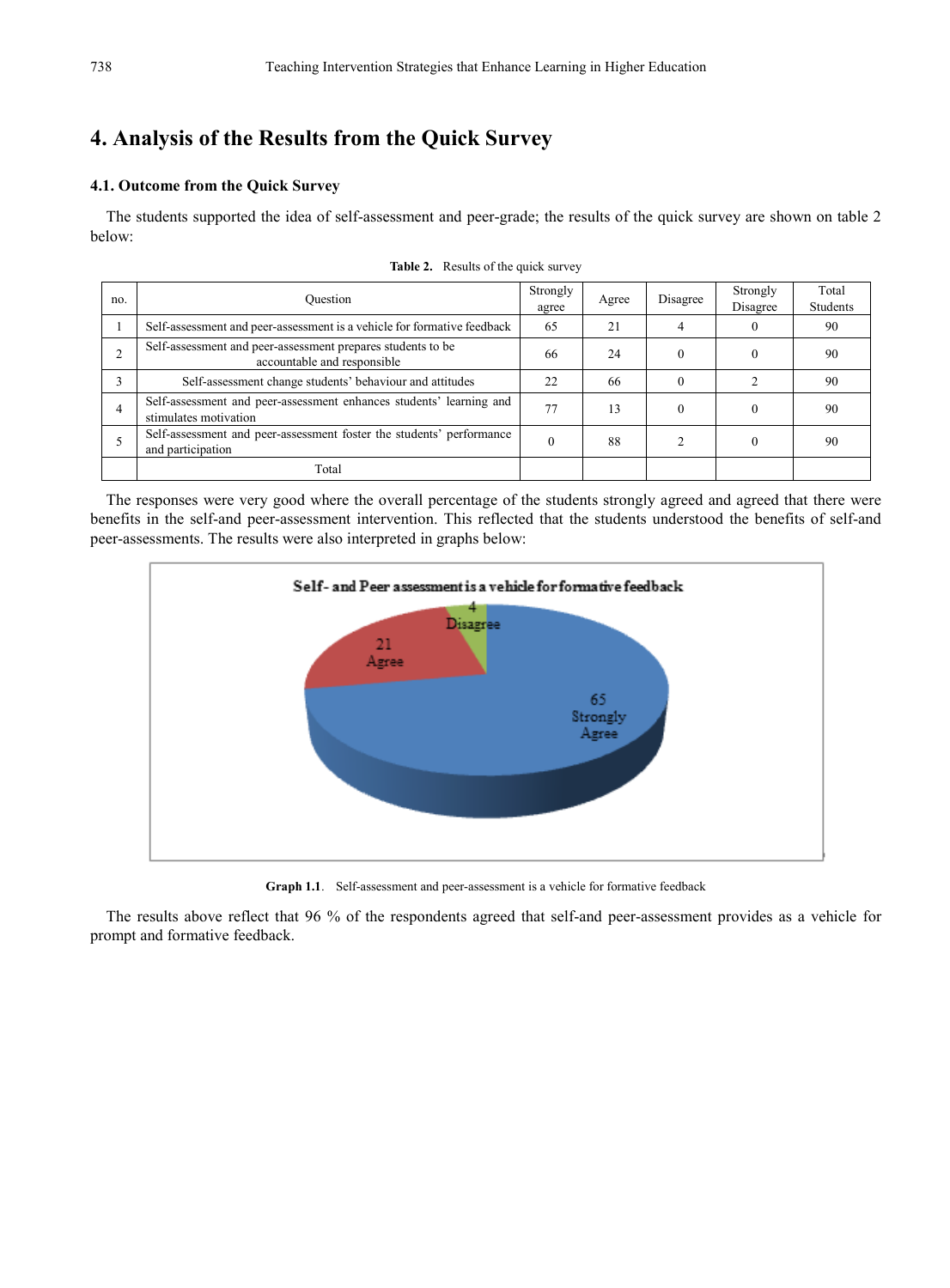# 4. Analysis of the Results from the Quick Survey

### 4.1. Outcome from the Quick Survey

The students supported the idea of self-assessment and peer-grade; the results of the quick survey are shown on table 2 below:

**Table 2.** Results of the quick survey

| no. | Question | Strongly agree | Agree | Disagree | Strongly Disagree | Total Students |
|---|---|---|---|---|---|---|
| 1 | Self-assessment and peer-assessment is a vehicle for formative feedback | 65 | 21 | 4 | 0 | 90 |
| 2 | Self-assessment and peer-assessment prepares students to be accountable and responsible | 66 | 24 | 0 | 0 | 90 |
| 3 | Self-assessment change students' behaviour and attitudes | 22 | 66 | 0 | 2 | 90 |
| 4 | Self-assessment and peer-assessment enhances students' learning and stimulates motivation | 77 | 13 | 0 | 0 | 90 |
| 5 | Self-assessment and peer-assessment foster the students' performance and participation | 0 | 88 | 2 | 0 | 90 |
| | Total | | | | | |

The responses were very good where the overall percentage of the students strongly agreed and agreed that there were benefits in the self-and peer-assessment intervention. This reflected that the students understood the benefits of self-and peer-assessments. The results were also interpreted in graphs below:

**Graph 1.1**. Self-assessment and peer-assessment is a vehicle for formative feedback

The results above reflect that 96 % of the respondents agreed that self-and peer-assessment provides as a vehicle for prompt and formative feedback.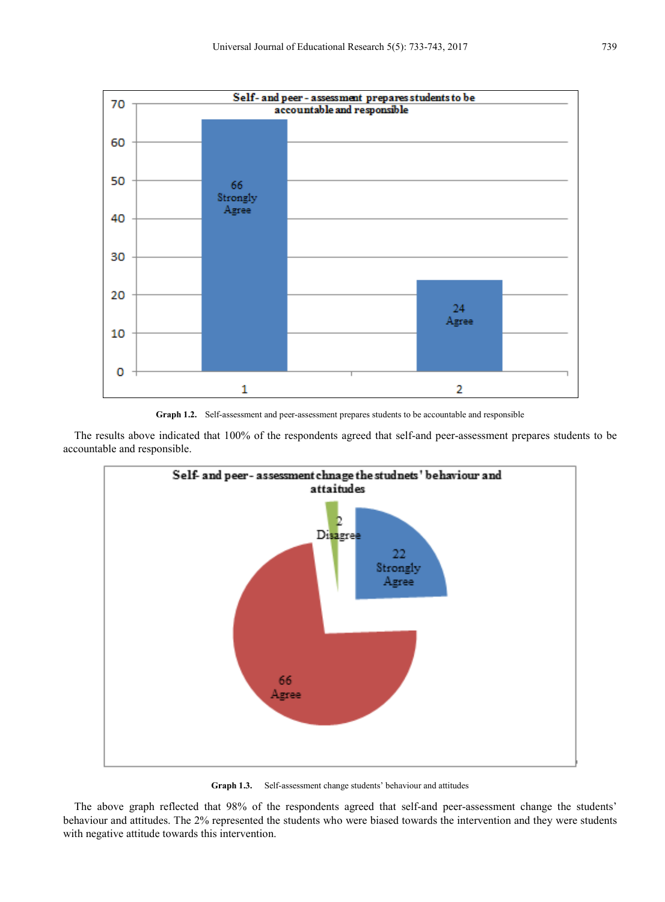Graph 1.2. Self-assessment and peer-assessment prepares students to be accountable and responsible

The results above indicated that 100% of the respondents agreed that self-and peer-assessment prepares students to be accountable and responsible.

Graph 1.3. Self-assessment change students' behaviour and attitudes

The above graph reflected that 98% of the respondents agreed that self-and peer-assessment change the students' behaviour and attitudes. The 2% represented the students who were biased towards the intervention and they were students with negative attitude towards this intervention.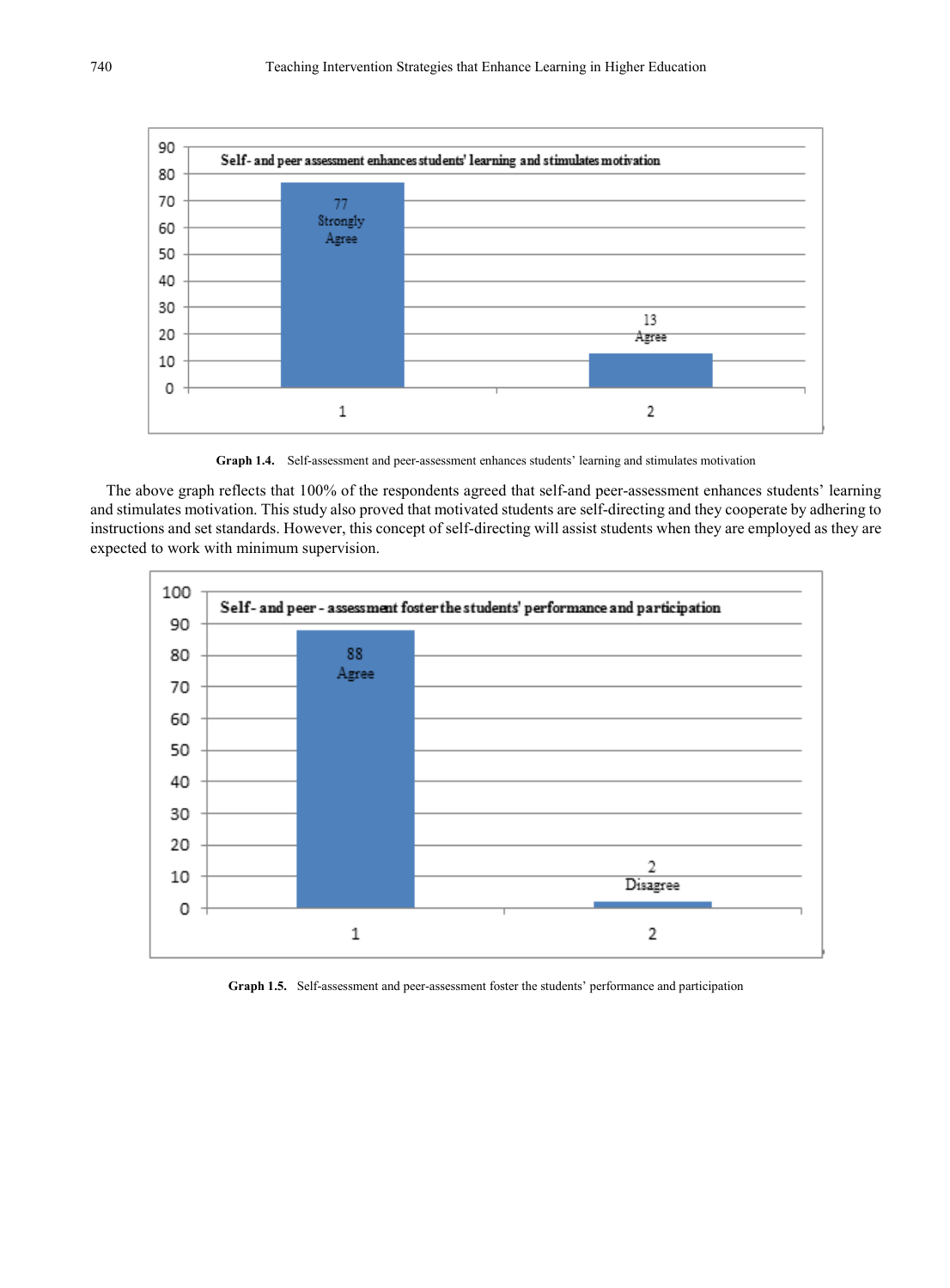**Graph 1.4.** Self-assessment and peer-assessment enhances students' learning and stimulates motivation

The above graph reflects that 100% of the respondents agreed that self-and peer-assessment enhances students' learning and stimulates motivation. This study also proved that motivated students are self-directing and they cooperate by adhering to instructions and set standards. However, this concept of self-directing will assist students when they are employed as they are expected to work with minimum supervision.

**Graph 1.5.** Self-assessment and peer-assessment foster the students' performance and participation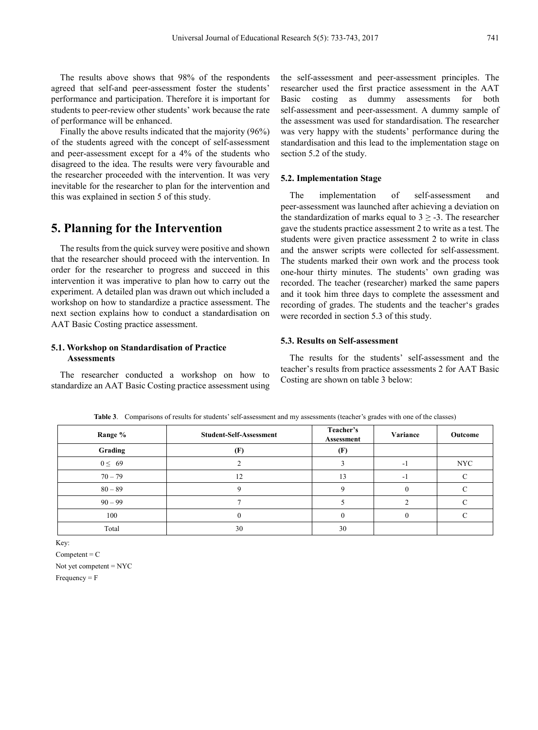The results above shows that 98% of the respondents agreed that self-and peer-assessment foster the students' performance and participation. Therefore it is important for students to peer-review other students' work because the rate of performance will be enhanced.

Finally the above results indicated that the majority (96%) of the students agreed with the concept of self-assessment and peer-assessment except for a 4% of the students who disagreed to the idea. The results were very favourable and the researcher proceeded with the intervention. It was very inevitable for the researcher to plan for the intervention and this was explained in section 5 of this study.

# 5. Planning for the Intervention

The results from the quick survey were positive and shown that the researcher should proceed with the intervention. In order for the researcher to progress and succeed in this intervention it was imperative to plan how to carry out the experiment. A detailed plan was drawn out which included a workshop on how to standardize a practice assessment. The next section explains how to conduct a standardisation on AAT Basic Costing practice assessment.

### 5.1. Workshop on Standardisation of Practice Assessments

The researcher conducted a workshop on how to standardize an AAT Basic Costing practice assessment using the self-assessment and peer-assessment principles. The researcher used the first practice assessment in the AAT Basic costing as dummy assessments for both self-assessment and peer-assessment. A dummy sample of the assessment was used for standardisation. The researcher was very happy with the students' performance during the standardisation and this lead to the implementation stage on section 5.2 of the study.

### 5.2. Implementation Stage

The implementation of self-assessment and peer-assessment was launched after achieving a deviation on the standardization of marks equal to $3 \geq -3$. The researcher gave the students practice assessment 2 to write as a test. The students were given practice assessment 2 to write in class and the answer scripts were collected for self-assessment. The students marked their own work and the process took one-hour thirty minutes. The students' own grading was recorded. The teacher (researcher) marked the same papers and it took him three days to complete the assessment and recording of grades. The students and the teacher's grades were recorded in section 5.3 of this study.

### 5.3. Results on Self-assessment

The results for the students' self-assessment and the teacher's results from practice assessments 2 for AAT Basic Costing are shown on table 3 below:

**Table 3**. Comparisons of results for students' self-assessment and my assessments (teacher's grades with one of the classes)

| Range % | Student-Self-Assessment | Teacher's Assessment | Variance | Outcome |
|---|---|---|---|---|
| **Grading** | **(F)** | **(F)** | | |
| $0 \leq 69$ | 2 | 3 | -1 | NYC |
| 70 – 79 | 12 | 13 | -1 | C |
| 80 – 89 | 9 | 9 | 0 | C |
| 90 – 99 | 7 | 5 | 2 | C |
| 100 | 0 | 0 | 0 | C |
| Total | 30 | 30 | | |

Key:

Competent = C

Not yet competent = NYC

Frequency = F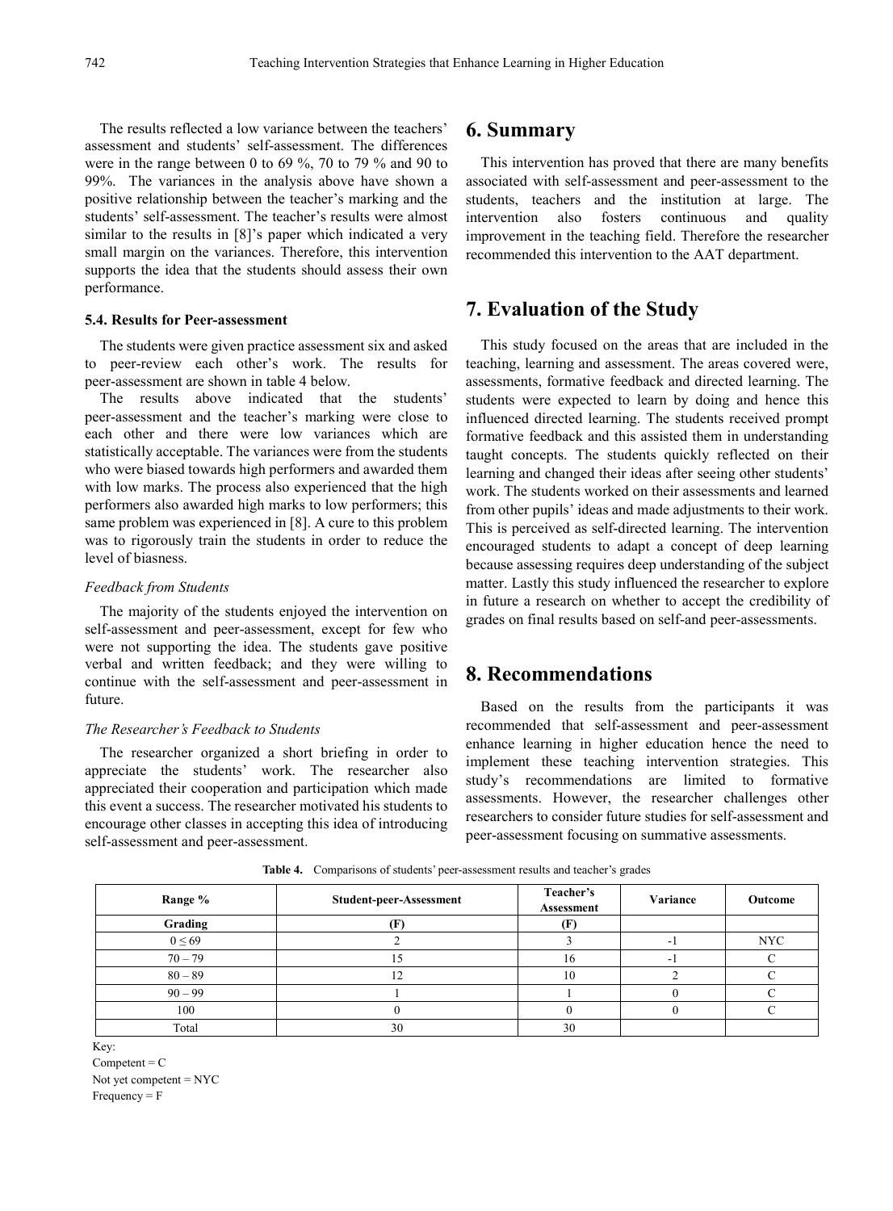The results reflected a low variance between the teachers' assessment and students' self-assessment. The differences were in the range between 0 to 69 %, 70 to 79 % and 90 to 99%. The variances in the analysis above have shown a positive relationship between the teacher's marking and the students' self-assessment. The teacher's results were almost similar to the results in [8]'s paper which indicated a very small margin on the variances. Therefore, this intervention supports the idea that the students should assess their own performance.

### 5.4. Results for Peer-assessment

The students were given practice assessment six and asked to peer-review each other's work. The results for peer-assessment are shown in table 4 below.

The results above indicated that the students' peer-assessment and the teacher's marking were close to each other and there were low variances which are statistically acceptable. The variances were from the students who were biased towards high performers and awarded them with low marks. The process also experienced that the high performers also awarded high marks to low performers; this same problem was experienced in [8]. A cure to this problem was to rigorously train the students in order to reduce the level of biasness.

*Feedback from Students*

The majority of the students enjoyed the intervention on self-assessment and peer-assessment, except for few who were not supporting the idea. The students gave positive verbal and written feedback; and they were willing to continue with the self-assessment and peer-assessment in future.

*The Researcher's Feedback to Students*

The researcher organized a short briefing in order to appreciate the students' work. The researcher also appreciated their cooperation and participation which made this event a success. The researcher motivated his students to encourage other classes in accepting this idea of introducing self-assessment and peer-assessment.

## 6. Summary

This intervention has proved that there are many benefits associated with self-assessment and peer-assessment to the students, teachers and the institution at large. The intervention also fosters continuous and quality improvement in the teaching field. Therefore the researcher recommended this intervention to the AAT department.

## 7. Evaluation of the Study

This study focused on the areas that are included in the teaching, learning and assessment. The areas covered were, assessments, formative feedback and directed learning. The students were expected to learn by doing and hence this influenced directed learning. The students received prompt formative feedback and this assisted them in understanding taught concepts. The students quickly reflected on their learning and changed their ideas after seeing other students' work. The students worked on their assessments and learned from other pupils' ideas and made adjustments to their work. This is perceived as self-directed learning. The intervention encouraged students to adapt a concept of deep learning because assessing requires deep understanding of the subject matter. Lastly this study influenced the researcher to explore in future a research on whether to accept the credibility of grades on final results based on self-and peer-assessments.

## 8. Recommendations

Based on the results from the participants it was recommended that self-assessment and peer-assessment enhance learning in higher education hence the need to implement these teaching intervention strategies. This study's recommendations are limited to formative assessments. However, the researcher challenges other researchers to consider future studies for self-assessment and peer-assessment focusing on summative assessments.

**Table 4.** Comparisons of students' peer-assessment results and teacher's grades

| Range % | Student-peer-Assessment | Teacher's Assessment | Variance | Outcome |
|---|---|---|---|---|
| **Grading** | **(F)** | **(F)** | | |
| 0 ≤ 69 | 2 | 3 | -1 | NYC |
| 70 – 79 | 15 | 16 | -1 | C |
| 80 – 89 | 12 | 10 | 2 | C |
| 90 – 99 | 1 | 1 | 0 | C |
| 100 | 0 | 0 | 0 | C |
| Total | 30 | 30 | | |

Key:

Competent = C

Not yet competent = NYC

Frequency = F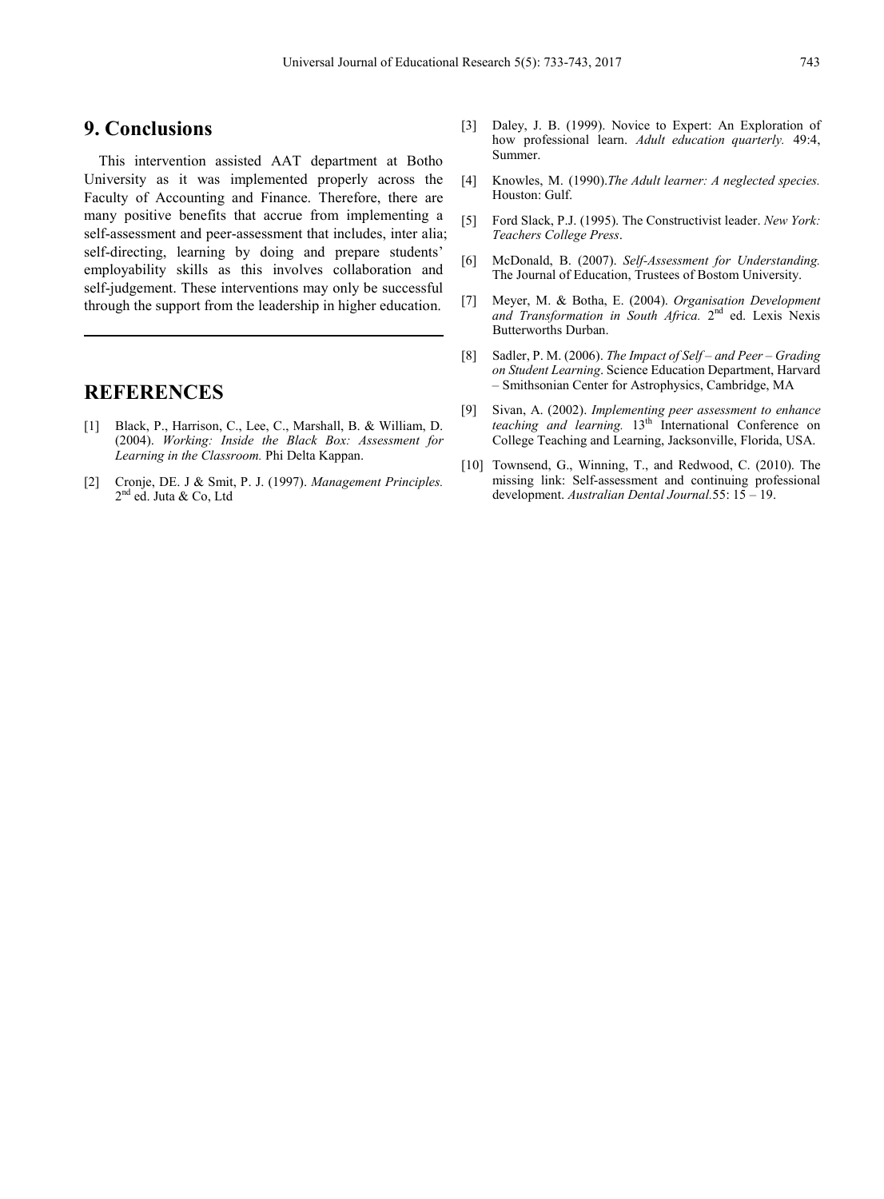## 9. Conclusions

This intervention assisted AAT department at Botho University as it was implemented properly across the Faculty of Accounting and Finance. Therefore, there are many positive benefits that accrue from implementing a self-assessment and peer-assessment that includes, inter alia; self-directing, learning by doing and prepare students' employability skills as this involves collaboration and self-judgement. These interventions may only be successful through the support from the leadership in higher education.

---

## REFERENCES

[1] Black, P., Harrison, C., Lee, C., Marshall, B. & William, D. (2004). *Working: Inside the Black Box: Assessment for Learning in the Classroom.* Phi Delta Kappan.

[2] Cronje, DE. J & Smit, P. J. (1997). *Management Principles.* 2nd ed. Juta & Co, Ltd

[3] Daley, J. B. (1999). Novice to Expert: An Exploration of how professional learn. *Adult education quarterly.* 49:4, Summer.

[4] Knowles, M. (1990).*The Adult learner: A neglected species.* Houston: Gulf.

[5] Ford Slack, P.J. (1995). The Constructivist leader. *New York: Teachers College Press*.

[6] McDonald, B. (2007). *Self-Assessment for Understanding.* The Journal of Education, Trustees of Bostom University.

[7] Meyer, M. & Botha, E. (2004). *Organisation Development and Transformation in South Africa.* 2nd ed. Lexis Nexis Butterworths Durban.

[8] Sadler, P. M. (2006). *The Impact of Self – and Peer – Grading on Student Learning*. Science Education Department, Harvard – Smithsonian Center for Astrophysics, Cambridge, MA

[9] Sivan, A. (2002). *Implementing peer assessment to enhance teaching and learning.* 13th International Conference on College Teaching and Learning, Jacksonville, Florida, USA.

[10] Townsend, G., Winning, T., and Redwood, C. (2010). The missing link: Self-assessment and continuing professional development. *Australian Dental Journal.*55: 15 – 19.